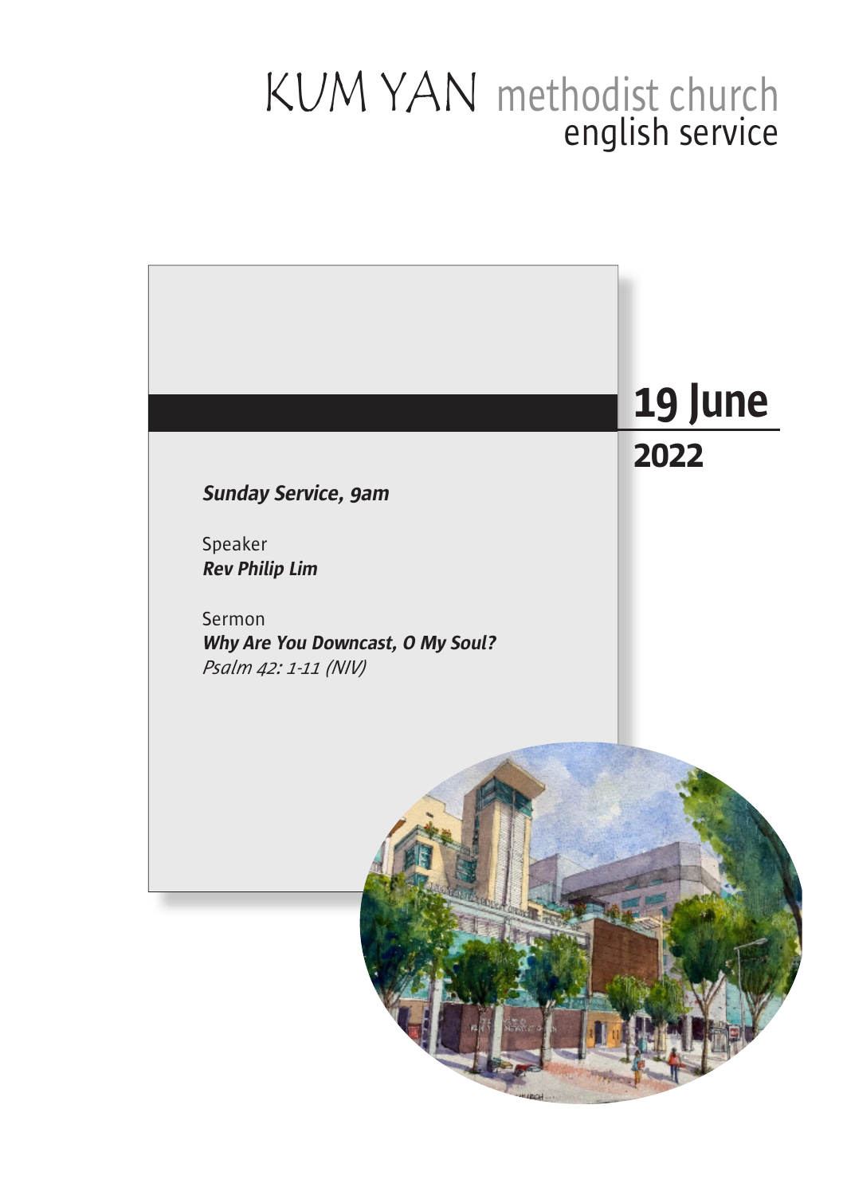# KUM YAN methodist church
## english service

**19 June**

**2022**

***Sunday Service, 9am***

Speaker
***Rev Philip Lim***

Sermon
***Why Are You Downcast, O My Soul?***
*Psalm 42: 1-11 (NIV)*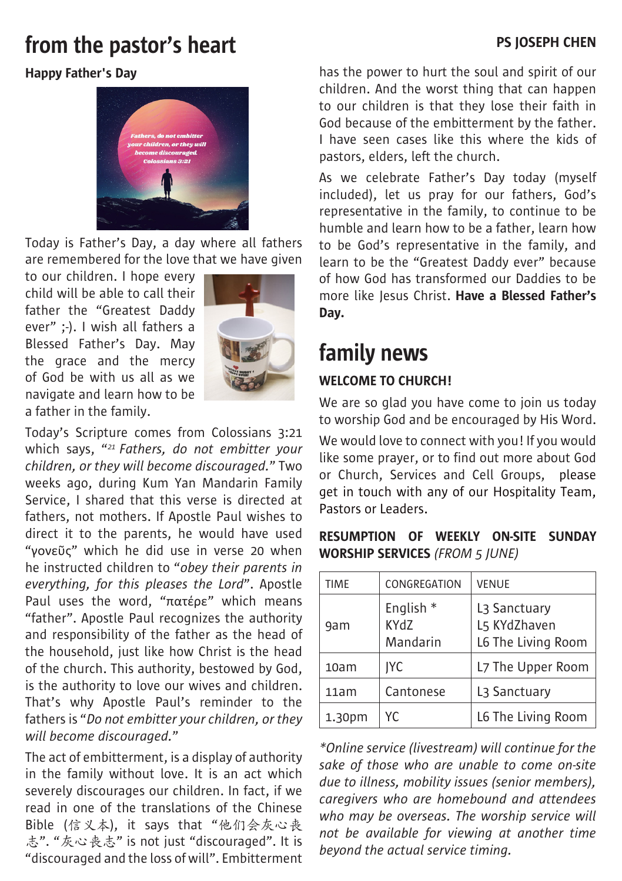# from the pastor's heart

**PS JOSEPH CHEN**

**Happy Father's Day**

Today is Father's Day, a day where all fathers are remembered for the love that we have given to our children. I hope every child will be able to call their father the "Greatest Daddy ever" ;-). I wish all fathers a Blessed Father's Day. May the grace and the mercy of God be with us all as we navigate and learn how to be a father in the family.

Today's Scripture comes from Colossians 3:21 which says, "[21] *Fathers, do not embitter your children, or they will become discouraged.*" Two weeks ago, during Kum Yan Mandarin Family Service, I shared that this verse is directed at fathers, not mothers. If Apostle Paul wishes to direct it to the parents, he would have used "γονεῦς" which he did use in verse 20 when he instructed children to "*obey their parents in everything, for this pleases the Lord*". Apostle Paul uses the word, "πατέρε" which means "father". Apostle Paul recognizes the authority and responsibility of the father as the head of the household, just like how Christ is the head of the church. This authority, bestowed by God, is the authority to love our wives and children. That's why Apostle Paul's reminder to the fathers is "*Do not embitter your children, or they will become discouraged.*"

The act of embitterment, is a display of authority in the family without love. It is an act which severely discourages our children. In fact, if we read in one of the translations of the Chinese Bible (信义本), it says that "他们会灰心丧志". "灰心丧志" is not just "discouraged". It is "discouraged and the loss of will". Embitterment has the power to hurt the soul and spirit of our children. And the worst thing that can happen to our children is that they lose their faith in God because of the embitterment by the father. I have seen cases like this where the kids of pastors, elders, left the church.

As we celebrate Father's Day today (myself included), let us pray for our fathers, God's representative in the family, to continue to be humble and learn how to be a father, learn how to be God's representative in the family, and learn to be the "Greatest Daddy ever" because of how God has transformed our Daddies to be more like Jesus Christ. **Have a Blessed Father's Day.**

# family news

**WELCOME TO CHURCH!**

We are so glad you have come to join us today to worship God and be encouraged by His Word.

We would love to connect with you! If you would like some prayer, or to find out more about God or Church, Services and Cell Groups, please get in touch with any of our Hospitality Team, Pastors or Leaders.

**RESUMPTION OF WEEKLY ON-SITE SUNDAY WORSHIP SERVICES** *(FROM 5 JUNE)*

| TIME | CONGREGATION | VENUE |
|---|---|---|
| 9am | English *<br>KYdZ<br>Mandarin | L3 Sanctuary<br>L5 KYdZhaven<br>L6 The Living Room |
| 10am | JYC | L7 The Upper Room |
| 11am | Cantonese | L3 Sanctuary |
| 1.30pm | YC | L6 The Living Room |

*\*Online service (livestream) will continue for the sake of those who are unable to come on-site due to illness, mobility issues (senior members), caregivers who are homebound and attendees who may be overseas. The worship service will not be available for viewing at another time beyond the actual service timing.*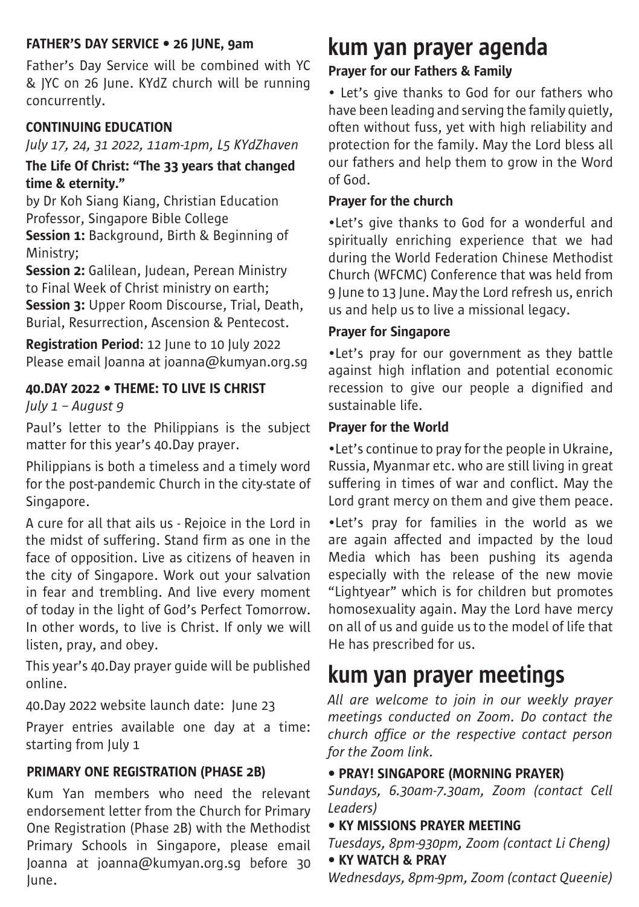### FATHER'S DAY SERVICE • 26 JUNE, 9am

Father's Day Service will be combined with YC & JYC on 26 June. KYdZ church will be running concurrently.

### CONTINUING EDUCATION

*July 17, 24, 31 2022, 11am-1pm, L5 KYdZhaven*

**The Life Of Christ: "The 33 years that changed time & eternity."**

by Dr Koh Siang Kiang, Christian Education Professor, Singapore Bible College

**Session 1:** Background, Birth & Beginning of Ministry;

**Session 2:** Galilean, Judean, Perean Ministry to Final Week of Christ ministry on earth;

**Session 3:** Upper Room Discourse, Trial, Death, Burial, Resurrection, Ascension & Pentecost.

**Registration Period**: 12 June to 10 July 2022
Please email Joanna at joanna@kumyan.org.sg

### 40.DAY 2022 • THEME: TO LIVE IS CHRIST

*July 1 – August 9*

Paul's letter to the Philippians is the subject matter for this year's 40.Day prayer.

Philippians is both a timeless and a timely word for the post-pandemic Church in the city-state of Singapore.

A cure for all that ails us - Rejoice in the Lord in the midst of suffering. Stand firm as one in the face of opposition. Live as citizens of heaven in the city of Singapore. Work out your salvation in fear and trembling. And live every moment of today in the light of God's Perfect Tomorrow. In other words, to live is Christ. If only we will listen, pray, and obey.

This year's 40.Day prayer guide will be published online.

40.Day 2022 website launch date: June 23

Prayer entries available one day at a time: starting from July 1

### PRIMARY ONE REGISTRATION (PHASE 2B)

Kum Yan members who need the relevant endorsement letter from the Church for Primary One Registration (Phase 2B) with the Methodist Primary Schools in Singapore, please email Joanna at joanna@kumyan.org.sg before 30 June.

# kum yan prayer agenda

**Prayer for our Fathers & Family**

• Let's give thanks to God for our fathers who have been leading and serving the family quietly, often without fuss, yet with high reliability and protection for the family. May the Lord bless all our fathers and help them to grow in the Word of God.

**Prayer for the church**

•Let's give thanks to God for a wonderful and spiritually enriching experience that we had during the World Federation Chinese Methodist Church (WFCMC) Conference that was held from 9 June to 13 June. May the Lord refresh us, enrich us and help us to live a missional legacy.

**Prayer for Singapore**

•Let's pray for our government as they battle against high inflation and potential economic recession to give our people a dignified and sustainable life.

**Prayer for the World**

•Let's continue to pray for the people in Ukraine, Russia, Myanmar etc. who are still living in great suffering in times of war and conflict. May the Lord grant mercy on them and give them peace.

•Let's pray for families in the world as we are again affected and impacted by the loud Media which has been pushing its agenda especially with the release of the new movie "Lightyear" which is for children but promotes homosexuality again. May the Lord have mercy on all of us and guide us to the model of life that He has prescribed for us.

# kum yan prayer meetings

*All are welcome to join in our weekly prayer meetings conducted on Zoom. Do contact the church office or the respective contact person for the Zoom link.*

**• PRAY! SINGAPORE (MORNING PRAYER)**
*Sundays, 6.30am-7.30am, Zoom (contact Cell Leaders)*

**• KY MISSIONS PRAYER MEETING**
*Tuesdays, 8pm-930pm, Zoom (contact Li Cheng)*

**• KY WATCH & PRAY**
*Wednesdays, 8pm-9pm, Zoom (contact Queenie)*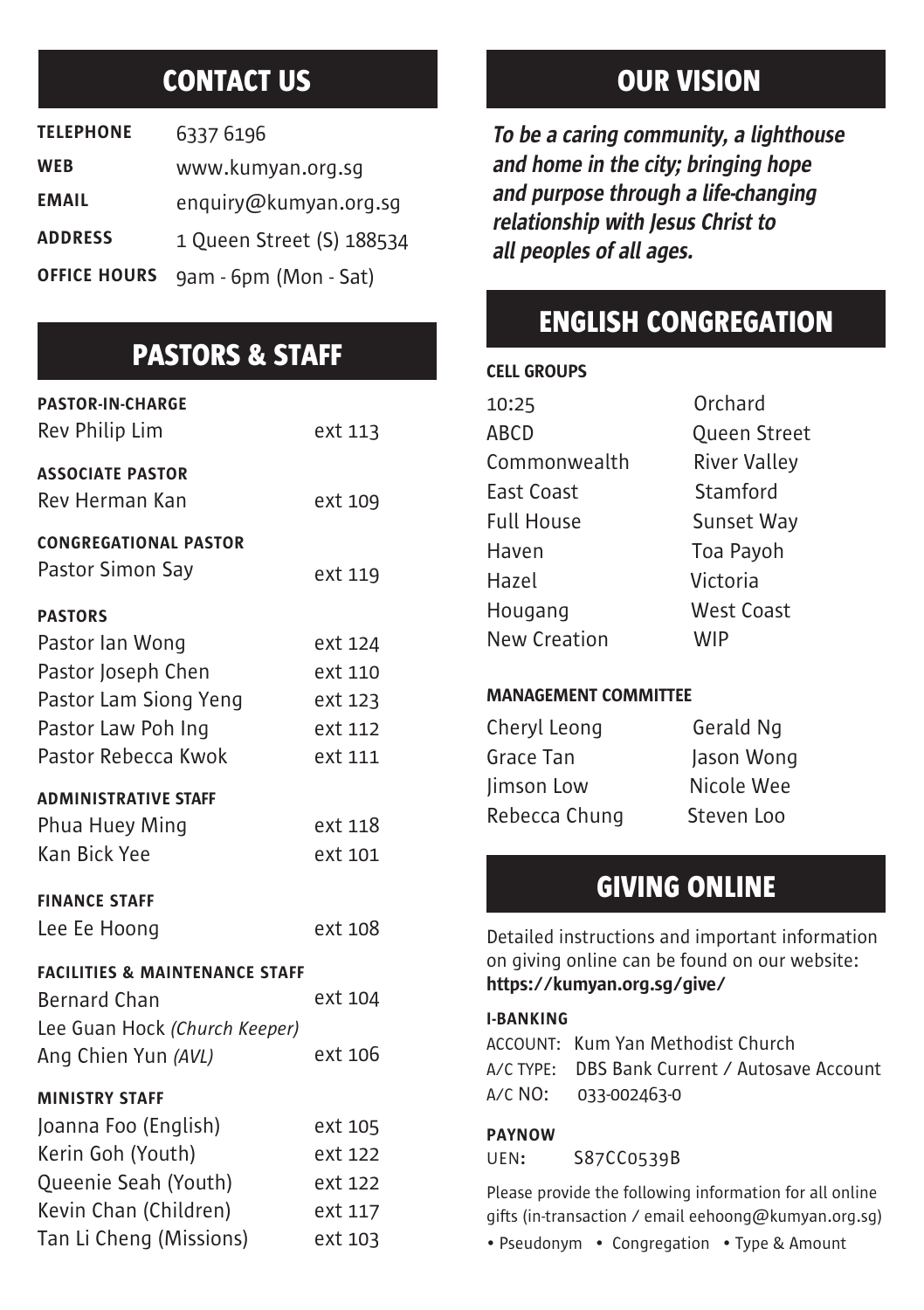## CONTACT US

| | |
|---|---|
| **TELEPHONE** | 6337 6196 |
| **WEB** | www.kumyan.org.sg |
| **EMAIL** | enquiry@kumyan.org.sg |
| **ADDRESS** | 1 Queen Street (S) 188534 |
| **OFFICE HOURS** | 9am - 6pm (Mon - Sat) |

## PASTORS & STAFF

**PASTOR-IN-CHARGE**

| | |
|---|---|
| Rev Philip Lim | ext 113 |

**ASSOCIATE PASTOR**

| | |
|---|---|
| Rev Herman Kan | ext 109 |

**CONGREGATIONAL PASTOR**

| | |
|---|---|
| Pastor Simon Say | ext 119 |

**PASTORS**

| | |
|---|---|
| Pastor Ian Wong | ext 124 |
| Pastor Joseph Chen | ext 110 |
| Pastor Lam Siong Yeng | ext 123 |
| Pastor Law Poh Ing | ext 112 |
| Pastor Rebecca Kwok | ext 111 |

**ADMINISTRATIVE STAFF**

| | |
|---|---|
| Phua Huey Ming | ext 118 |
| Kan Bick Yee | ext 101 |

**FINANCE STAFF**

| | |
|---|---|
| Lee Ee Hoong | ext 108 |

**FACILITIES & MAINTENANCE STAFF**

| | |
|---|---|
| Bernard Chan | ext 104 |
| Lee Guan Hock *(Church Keeper)* | |
| Ang Chien Yun *(AVL)* | ext 106 |

**MINISTRY STAFF**

| | |
|---|---|
| Joanna Foo (English) | ext 105 |
| Kerin Goh (Youth) | ext 122 |
| Queenie Seah (Youth) | ext 122 |
| Kevin Chan (Children) | ext 117 |
| Tan Li Cheng (Missions) | ext 103 |

## OUR VISION

***To be a caring community, a lighthouse and home in the city; bringing hope and purpose through a life-changing relationship with Jesus Christ to all peoples of all ages.***

## ENGLISH CONGREGATION

**CELL GROUPS**

| | |
|---|---|
| 10:25 | Orchard |
| ABCD | Queen Street |
| Commonwealth | River Valley |
| East Coast | Stamford |
| Full House | Sunset Way |
| Haven | Toa Payoh |
| Hazel | Victoria |
| Hougang | West Coast |
| New Creation | WIP |

**MANAGEMENT COMMITTEE**

| | |
|---|---|
| Cheryl Leong | Gerald Ng |
| Grace Tan | Jason Wong |
| Jimson Low | Nicole Wee |
| Rebecca Chung | Steven Loo |

## GIVING ONLINE

Detailed instructions and important information on giving online can be found on our website: **https://kumyan.org.sg/give/**

**I-BANKING**

ACCOUNT: Kum Yan Methodist Church
A/C TYPE: DBS Bank Current / Autosave Account
A/C NO: 033-002463-0

**PAYNOW**

UEN: S87CC0539B

Please provide the following information for all online gifts (in-transaction / email eehoong@kumyan.org.sg)

- Pseudonym
- Congregation
- Type & Amount